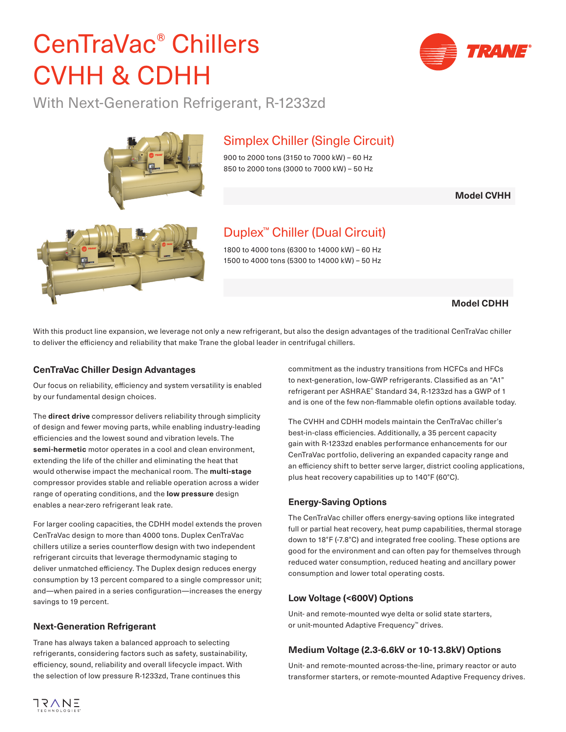# CenTraVac® Chillers CVHH & CDHH

With Next-Generation Refrigerant, R-1233zd

## Simplex Chiller (Single Circuit)

900 to 2000 tons (3150 to 7000 kW) – 60 Hz
850 to 2000 tons (3000 to 7000 kW) – 50 Hz

**Model CVHH**

## Duplex™ Chiller (Dual Circuit)

1800 to 4000 tons (6300 to 14000 kW) – 60 Hz
1500 to 4000 tons (5300 to 14000 kW) – 50 Hz

**Model CDHH**

With this product line expansion, we leverage not only a new refrigerant, but also the design advantages of the traditional CenTraVac chiller to deliver the efficiency and reliability that make Trane the global leader in centrifugal chillers.

### CenTraVac Chiller Design Advantages

Our focus on reliability, efficiency and system versatility is enabled by our fundamental design choices.

The **direct drive** compressor delivers reliability through simplicity of design and fewer moving parts, while enabling industry-leading efficiencies and the lowest sound and vibration levels. The **semi-hermetic** motor operates in a cool and clean environment, extending the life of the chiller and eliminating the heat that would otherwise impact the mechanical room. The **multi-stage** compressor provides stable and reliable operation across a wider range of operating conditions, and the **low pressure** design enables a near-zero refrigerant leak rate.

For larger cooling capacities, the CDHH model extends the proven CenTraVac design to more than 4000 tons. Duplex CenTraVac chillers utilize a series counterflow design with two independent refrigerant circuits that leverage thermodynamic staging to deliver unmatched efficiency. The Duplex design reduces energy consumption by 13 percent compared to a single compressor unit; and—when paired in a series configuration—increases the energy savings to 19 percent.

### Next-Generation Refrigerant

Trane has always taken a balanced approach to selecting refrigerants, considering factors such as safety, sustainability, efficiency, sound, reliability and overall lifecycle impact. With the selection of low pressure R-1233zd, Trane continues this commitment as the industry transitions from HCFCs and HFCs to next-generation, low-GWP refrigerants. Classified as an "A1" refrigerant per ASHRAE® Standard 34, R-1233zd has a GWP of 1 and is one of the few non-flammable olefin options available today.

The CVHH and CDHH models maintain the CenTraVac chiller's best-in-class efficiencies. Additionally, a 35 percent capacity gain with R-1233zd enables performance enhancements for our CenTraVac portfolio, delivering an expanded capacity range and an efficiency shift to better serve larger, district cooling applications, plus heat recovery capabilities up to 140°F (60°C).

### Energy-Saving Options

The CenTraVac chiller offers energy-saving options like integrated full or partial heat recovery, heat pump capabilities, thermal storage down to 18°F (-7.8°C) and integrated free cooling. These options are good for the environment and can often pay for themselves through reduced water consumption, reduced heating and ancillary power consumption and lower total operating costs.

### Low Voltage (<600V) Options

Unit- and remote-mounted wye delta or solid state starters, or unit-mounted Adaptive Frequency™ drives.

### Medium Voltage (2.3-6.6kV or 10-13.8kV) Options

Unit- and remote-mounted across-the-line, primary reactor or auto transformer starters, or remote-mounted Adaptive Frequency drives.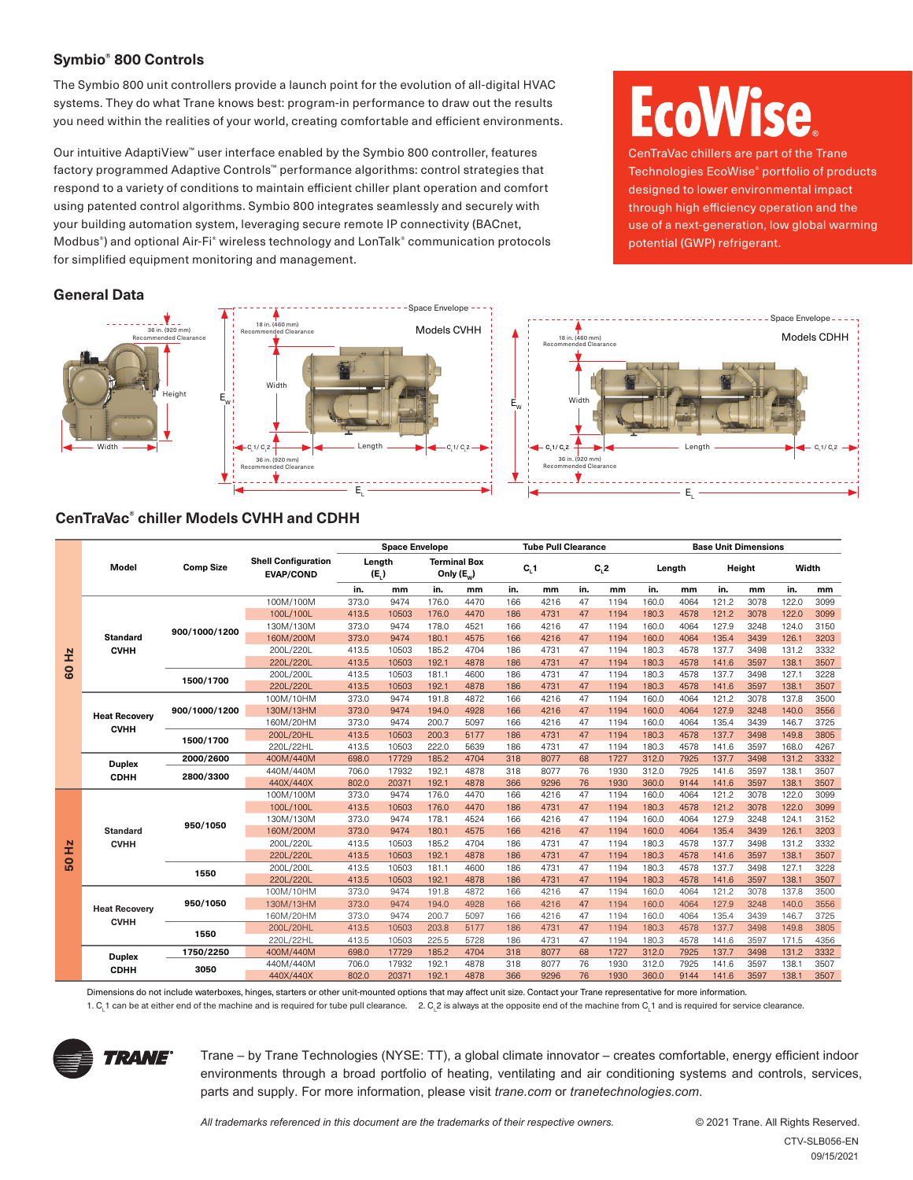## Symbio® 800 Controls

The Symbio 800 unit controllers provide a launch point for the evolution of all-digital HVAC systems. They do what Trane knows best: program-in performance to draw out the results you need within the realities of your world, creating comfortable and efficient environments.

Our intuitive AdaptiView™ user interface enabled by the Symbio 800 controller, features factory programmed Adaptive Controls™ performance algorithms: control strategies that respond to a variety of conditions to maintain efficient chiller plant operation and comfort using patented control algorithms. Symbio 800 integrates seamlessly and securely with your building automation system, leveraging secure remote IP connectivity (BACnet, Modbus®) and optional Air-Fi® wireless technology and LonTalk® communication protocols for simplified equipment monitoring and management.

**EcoWise®**

CenTraVac chillers are part of the Trane Technologies EcoWise® portfolio of products designed to lower environmental impact through high efficiency operation and the use of a next-generation, low global warming potential (GWP) refrigerant.

## General Data

36 in. (920 mm) Recommended Clearance
Height
Width

Space Envelope
18 in. (460 mm) Recommended Clearance
Models CVHH
Width
$E_W$
$C_L1/C_L2$
Length
36 in. (920 mm) Recommended Clearance
$E_L$

Space Envelope
18 in. (460 mm) Recommended Clearance
Models CDHH
Width
$E_W$
$C_L1/C_L2$
Length
36 in. (920 mm) Recommended Clearance
$E_L$

## CenTraVac® chiller Models CVHH and CDHH

| | Model | Comp Size | Shell Configuration EVAP/COND | Space Envelope Length ($E_L$) | | Space Envelope Terminal Box Only ($E_W$) | | Tube Pull Clearance $C_L1$ | | Tube Pull Clearance $C_L2$ | | Base Unit Dimensions Length | | Base Unit Dimensions Height | | Base Unit Dimensions Width | |
|---|---|---|---|---|---|---|---|---|---|---|---|---|---|---|---|---|---|
| | | | | in. | mm | in. | mm | in. | mm | in. | mm | in. | mm | in. | mm | in. | mm |
| 60 Hz | Standard CVHH | 900/1000/1200 | 100M/100M | 373.0 | 9474 | 176.0 | 4470 | 166 | 4216 | 47 | 1194 | 160.0 | 4064 | 121.2 | 3078 | 122.0 | 3099 |
| | | | 100L/100L | 413.5 | 10503 | 176.0 | 4470 | 186 | 4731 | 47 | 1194 | 180.3 | 4578 | 121.2 | 3078 | 122.0 | 3099 |
| | | | 130M/130M | 373.0 | 9474 | 178.0 | 4521 | 166 | 4216 | 47 | 1194 | 160.0 | 4064 | 127.9 | 3248 | 124.0 | 3150 |
| | | | 160M/200M | 373.0 | 9474 | 180.1 | 4575 | 166 | 4216 | 47 | 1194 | 160.0 | 4064 | 135.4 | 3439 | 126.1 | 3203 |
| | | | 200L/220L | 413.5 | 10503 | 185.2 | 4704 | 186 | 4731 | 47 | 1194 | 180.3 | 4578 | 137.7 | 3498 | 131.2 | 3332 |
| | | | 220L/220L | 413.5 | 10503 | 192.1 | 4878 | 186 | 4731 | 47 | 1194 | 180.3 | 4578 | 141.6 | 3597 | 138.1 | 3507 |
| | | 1500/1700 | 200L/200L | 413.5 | 10503 | 181.1 | 4600 | 186 | 4731 | 47 | 1194 | 180.3 | 4578 | 137.7 | 3498 | 127.1 | 3228 |
| | | | 220L/220L | 413.5 | 10503 | 192.1 | 4878 | 186 | 4731 | 47 | 1194 | 180.3 | 4578 | 141.6 | 3597 | 138.1 | 3507 |
| | Heat Recovery CVHH | 900/1000/1200 | 100M/10HM | 373.0 | 9474 | 191.8 | 4872 | 166 | 4216 | 47 | 1194 | 160.0 | 4064 | 121.2 | 3078 | 137.8 | 3500 |
| | | | 130M/13HM | 373.0 | 9474 | 194.0 | 4928 | 166 | 4216 | 47 | 1194 | 160.0 | 4064 | 127.9 | 3248 | 140.0 | 3556 |
| | | | 160M/20HM | 373.0 | 9474 | 200.7 | 5097 | 166 | 4216 | 47 | 1194 | 160.0 | 4064 | 135.4 | 3439 | 146.7 | 3725 |
| | | 1500/1700 | 200L/20HL | 413.5 | 10503 | 200.3 | 5177 | 186 | 4731 | 47 | 1194 | 180.3 | 4578 | 137.7 | 3498 | 149.8 | 3805 |
| | | | 220L/22HL | 413.5 | 10503 | 222.0 | 5639 | 186 | 4731 | 47 | 1194 | 180.3 | 4578 | 141.6 | 3597 | 168.0 | 4267 |
| | Duplex CDHH | 2000/2600 | 400M/440M | 698.0 | 17729 | 185.2 | 4704 | 318 | 8077 | 68 | 1727 | 312.0 | 7925 | 137.7 | 3498 | 131.2 | 3332 |
| | | 2800/3300 | 440M/440M | 706.0 | 17932 | 192.1 | 4878 | 318 | 8077 | 76 | 1930 | 312.0 | 7925 | 141.6 | 3597 | 138.1 | 3507 |
| | | | 440X/440X | 802.0 | 20371 | 192.1 | 4878 | 366 | 9296 | 76 | 1930 | 360.0 | 9144 | 141.6 | 3597 | 138.1 | 3507 |
| 50 Hz | Standard CVHH | 950/1050 | 100M/100M | 373.0 | 9474 | 176.0 | 4470 | 166 | 4216 | 47 | 1194 | 160.0 | 4064 | 121.2 | 3078 | 122.0 | 3099 |
| | | | 100L/100L | 413.5 | 10503 | 176.0 | 4470 | 186 | 4731 | 47 | 1194 | 180.3 | 4578 | 121.2 | 3078 | 122.0 | 3099 |
| | | | 130M/130M | 373.0 | 9474 | 178.1 | 4524 | 166 | 4216 | 47 | 1194 | 160.0 | 4064 | 127.9 | 3248 | 124.1 | 3152 |
| | | | 160M/200M | 373.0 | 9474 | 180.1 | 4575 | 166 | 4216 | 47 | 1194 | 160.0 | 4064 | 135.4 | 3439 | 126.1 | 3203 |
| | | | 200L/220L | 413.5 | 10503 | 185.2 | 4704 | 186 | 4731 | 47 | 1194 | 180.3 | 4578 | 137.7 | 3498 | 131.2 | 3332 |
| | | | 220L/220L | 413.5 | 10503 | 192.1 | 4878 | 186 | 4731 | 47 | 1194 | 180.3 | 4578 | 141.6 | 3597 | 138.1 | 3507 |
| | | 1550 | 200L/200L | 413.5 | 10503 | 181.1 | 4600 | 186 | 4731 | 47 | 1194 | 180.3 | 4578 | 137.7 | 3498 | 127.1 | 3228 |
| | | | 220L/220L | 413.5 | 10503 | 192.1 | 4878 | 186 | 4731 | 47 | 1194 | 180.3 | 4578 | 141.6 | 3597 | 138.1 | 3507 |
| | Heat Recovery CVHH | 950/1050 | 100M/10HM | 373.0 | 9474 | 191.8 | 4872 | 166 | 4216 | 47 | 1194 | 160.0 | 4064 | 121.2 | 3078 | 137.8 | 3500 |
| | | | 130M/13HM | 373.0 | 9474 | 194.0 | 4928 | 166 | 4216 | 47 | 1194 | 160.0 | 4064 | 127.9 | 3248 | 140.0 | 3556 |
| | | | 160M/20HM | 373.0 | 9474 | 200.7 | 5097 | 166 | 4216 | 47 | 1194 | 160.0 | 4064 | 135.4 | 3439 | 146.7 | 3725 |
| | | 1550 | 200L/20HL | 413.5 | 10503 | 203.8 | 5177 | 186 | 4731 | 47 | 1194 | 180.3 | 4578 | 137.7 | 3498 | 149.8 | 3805 |
| | | | 220L/22HL | 413.5 | 10503 | 225.5 | 5728 | 186 | 4731 | 47 | 1194 | 180.3 | 4578 | 141.6 | 3597 | 171.5 | 4356 |
| | Duplex CDHH | 1750/2250 | 400M/440M | 698.0 | 17729 | 185.2 | 4704 | 318 | 8077 | 68 | 1727 | 312.0 | 7925 | 137.7 | 3498 | 131.2 | 3332 |
| | | 3050 | 440M/440M | 706.0 | 17932 | 192.1 | 4878 | 318 | 8077 | 76 | 1930 | 312.0 | 7925 | 141.6 | 3597 | 138.1 | 3507 |
| | | | 440X/440X | 802.0 | 20371 | 192.1 | 4878 | 366 | 9296 | 76 | 1930 | 360.0 | 9144 | 141.6 | 3597 | 138.1 | 3507 |

Dimensions do not include waterboxes, hinges, starters or other unit-mounted options that may affect unit size. Contact your Trane representative for more information.

1. $C_L1$ can be at either end of the machine and is required for tube pull clearance. 2. $C_L2$ is always at the opposite end of the machine from $C_L1$ and is required for service clearance.

**TRANE®**

Trane – by Trane Technologies (NYSE: TT), a global climate innovator – creates comfortable, energy efficient indoor environments through a broad portfolio of heating, ventilating and air conditioning systems and controls, services, parts and supply. For more information, please visit *trane.com* or *tranetechnologies.com*.

*All trademarks referenced in this document are the trademarks of their respective owners.*

© 2021 Trane. All Rights Reserved.

CTV-SLB056-EN
09/15/2021